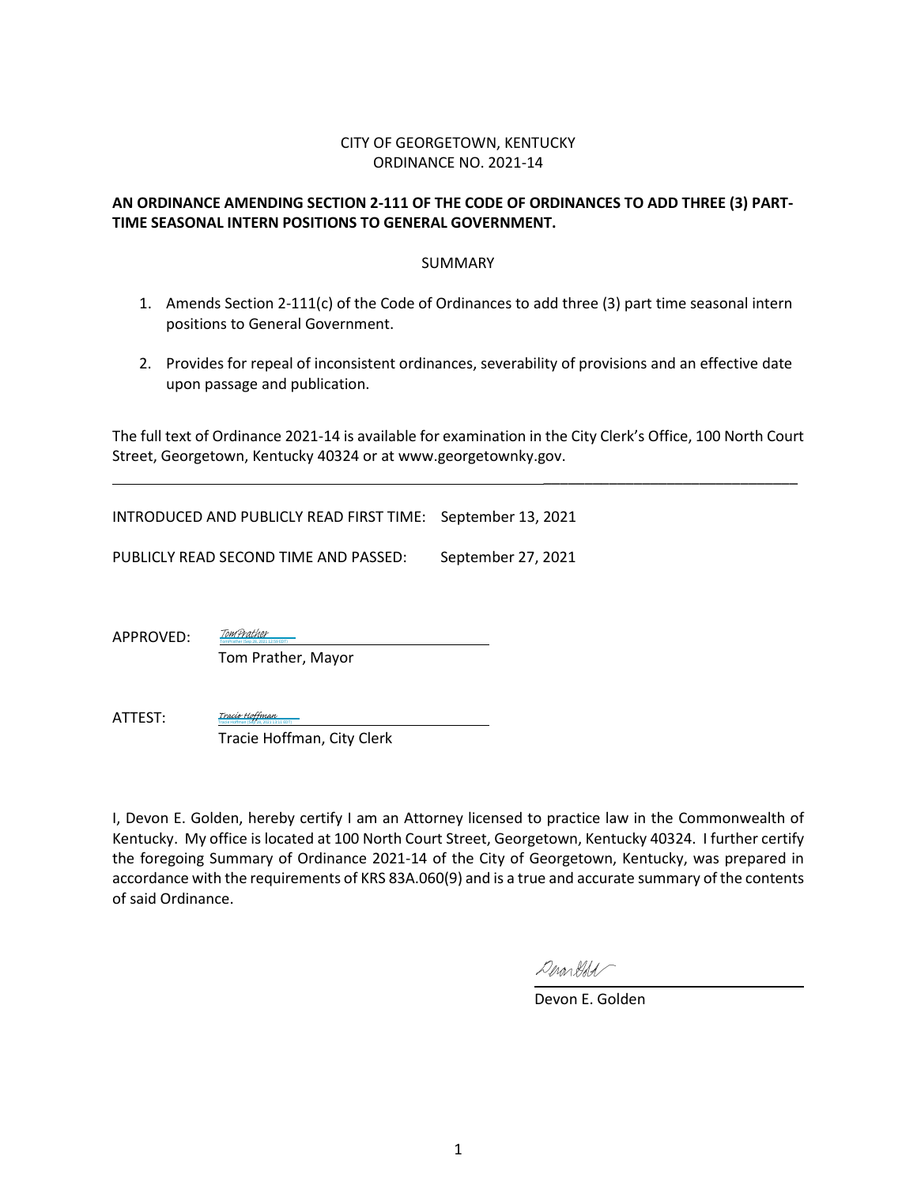CITY OF GEORGETOWN, KENTUCKY
ORDINANCE NO. 2021-14

**AN ORDINANCE AMENDING SECTION 2-111 OF THE CODE OF ORDINANCES TO ADD THREE (3) PART-TIME SEASONAL INTERN POSITIONS TO GENERAL GOVERNMENT.**

SUMMARY

1. Amends Section 2-111(c) of the Code of Ordinances to add three (3) part time seasonal intern positions to General Government.

2. Provides for repeal of inconsistent ordinances, severability of provisions and an effective date upon passage and publication.

The full text of Ordinance 2021-14 is available for examination in the City Clerk's Office, 100 North Court Street, Georgetown, Kentucky 40324 or at www.georgetownky.gov.

---

INTRODUCED AND PUBLICLY READ FIRST TIME: September 13, 2021

PUBLICLY READ SECOND TIME AND PASSED: September 27, 2021

APPROVED: Tom Prather
Tom Prather, Mayor

ATTEST: Tracie Hoffman
Tracie Hoffman, City Clerk

I, Devon E. Golden, hereby certify I am an Attorney licensed to practice law in the Commonwealth of Kentucky. My office is located at 100 North Court Street, Georgetown, Kentucky 40324. I further certify the foregoing Summary of Ordinance 2021-14 of the City of Georgetown, Kentucky, was prepared in accordance with the requirements of KRS 83A.060(9) and is a true and accurate summary of the contents of said Ordinance.

Devon E. Golden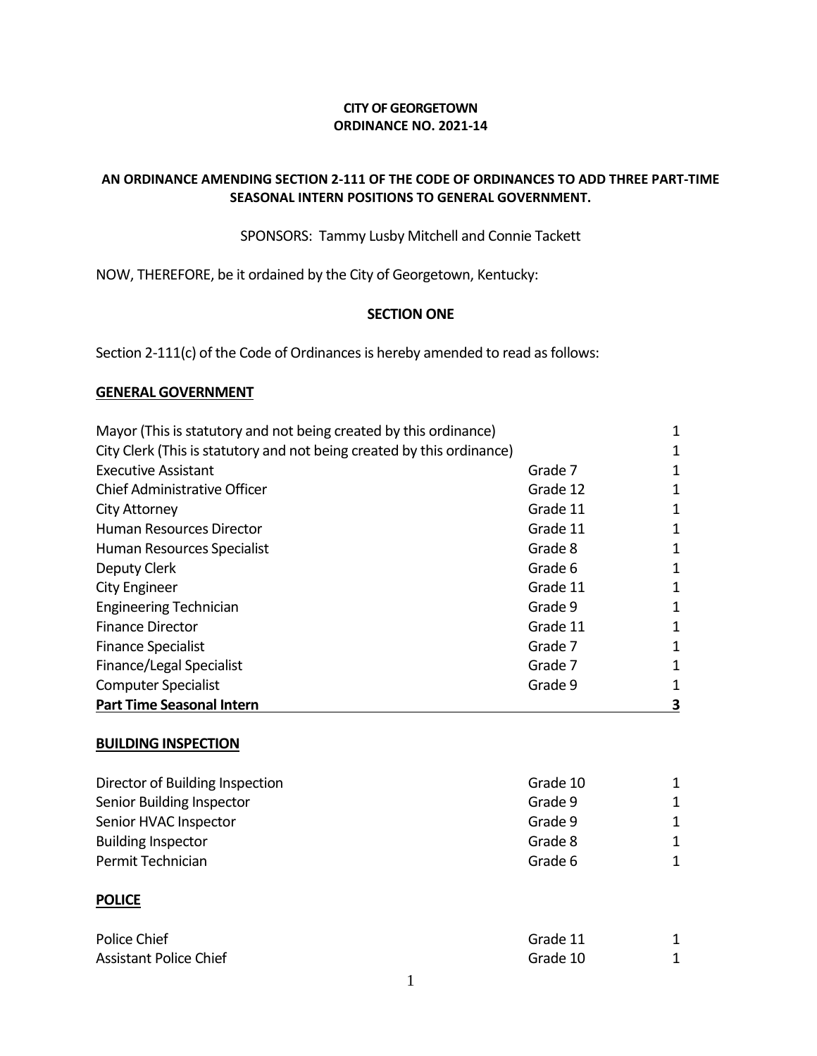**CITY OF GEORGETOWN**
**ORDINANCE NO. 2021-14**

**AN ORDINANCE AMENDING SECTION 2-111 OF THE CODE OF ORDINANCES TO ADD THREE PART-TIME SEASONAL INTERN POSITIONS TO GENERAL GOVERNMENT.**

SPONSORS: Tammy Lusby Mitchell and Connie Tackett

NOW, THEREFORE, be it ordained by the City of Georgetown, Kentucky:

**SECTION ONE**

Section 2-111(c) of the Code of Ordinances is hereby amended to read as follows:

**GENERAL GOVERNMENT**

| Position | Grade | Number |
|---|---|---|
| Mayor (This is statutory and not being created by this ordinance) | | 1 |
| City Clerk (This is statutory and not being created by this ordinance) | | 1 |
| Executive Assistant | Grade 7 | 1 |
| Chief Administrative Officer | Grade 12 | 1 |
| City Attorney | Grade 11 | 1 |
| Human Resources Director | Grade 11 | 1 |
| Human Resources Specialist | Grade 8 | 1 |
| Deputy Clerk | Grade 6 | 1 |
| City Engineer | Grade 11 | 1 |
| Engineering Technician | Grade 9 | 1 |
| Finance Director | Grade 11 | 1 |
| Finance Specialist | Grade 7 | 1 |
| Finance/Legal Specialist | Grade 7 | 1 |
| Computer Specialist | Grade 9 | 1 |
| **Part Time Seasonal Intern** | | **3** |

**BUILDING INSPECTION**

| Position | Grade | Number |
|---|---|---|
| Director of Building Inspection | Grade 10 | 1 |
| Senior Building Inspector | Grade 9 | 1 |
| Senior HVAC Inspector | Grade 9 | 1 |
| Building Inspector | Grade 8 | 1 |
| Permit Technician | Grade 6 | 1 |

**POLICE**

| Position | Grade | Number |
|---|---|---|
| Police Chief | Grade 11 | 1 |
| Assistant Police Chief | Grade 10 | 1 |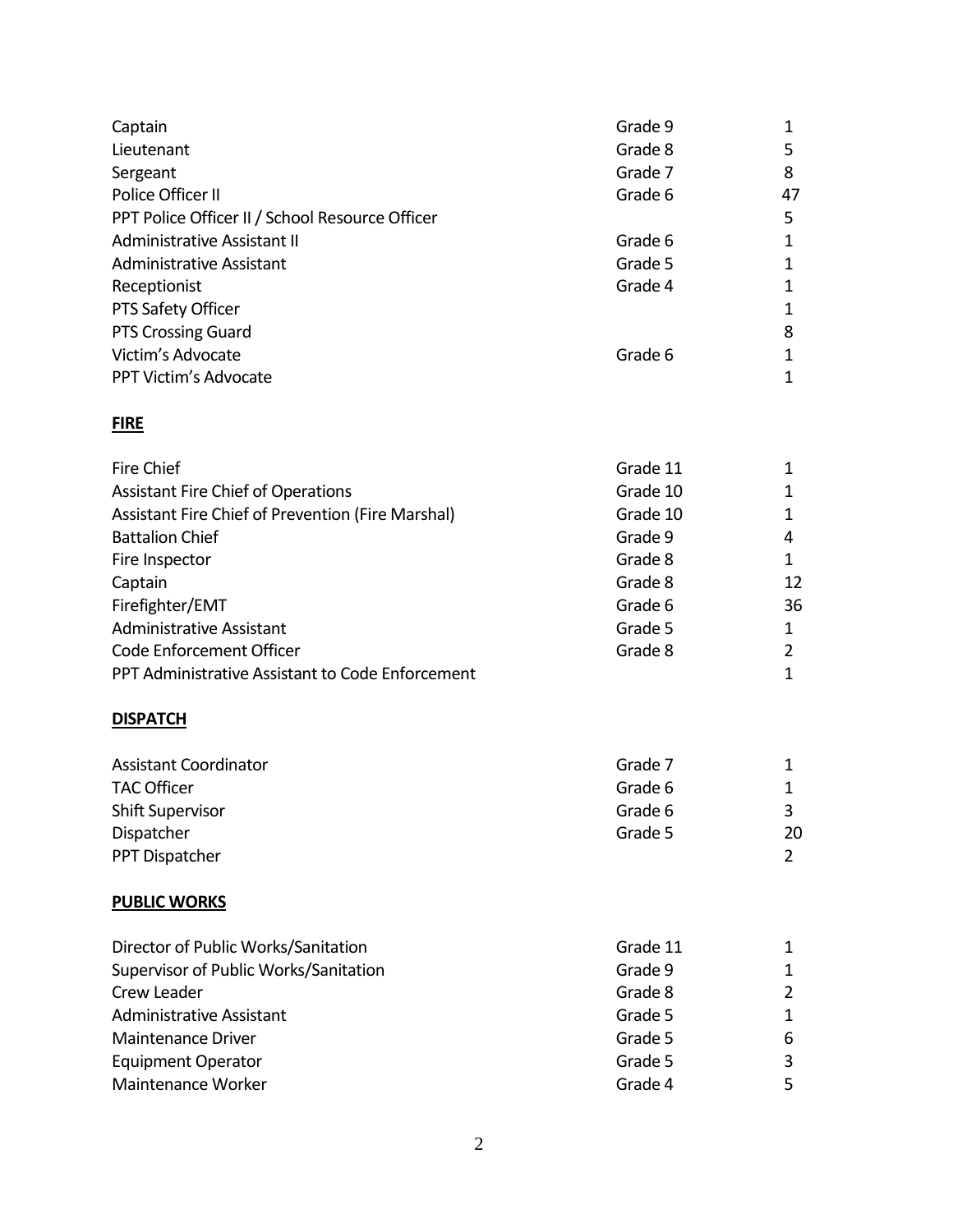| | | |
|---|---|---|
| Captain | Grade 9 | 1 |
| Lieutenant | Grade 8 | 5 |
| Sergeant | Grade 7 | 8 |
| Police Officer II | Grade 6 | 47 |
| PPT Police Officer II / School Resource Officer | | 5 |
| Administrative Assistant II | Grade 6 | 1 |
| Administrative Assistant | Grade 5 | 1 |
| Receptionist | Grade 4 | 1 |
| PTS Safety Officer | | 1 |
| PTS Crossing Guard | | 8 |
| Victim's Advocate | Grade 6 | 1 |
| PPT Victim's Advocate | | 1 |

**FIRE**

| | | |
|---|---|---|
| Fire Chief | Grade 11 | 1 |
| Assistant Fire Chief of Operations | Grade 10 | 1 |
| Assistant Fire Chief of Prevention (Fire Marshal) | Grade 10 | 1 |
| Battalion Chief | Grade 9 | 4 |
| Fire Inspector | Grade 8 | 1 |
| Captain | Grade 8 | 12 |
| Firefighter/EMT | Grade 6 | 36 |
| Administrative Assistant | Grade 5 | 1 |
| Code Enforcement Officer | Grade 8 | 2 |
| PPT Administrative Assistant to Code Enforcement | | 1 |

**DISPATCH**

| | | |
|---|---|---|
| Assistant Coordinator | Grade 7 | 1 |
| TAC Officer | Grade 6 | 1 |
| Shift Supervisor | Grade 6 | 3 |
| Dispatcher | Grade 5 | 20 |
| PPT Dispatcher | | 2 |

**PUBLIC WORKS**

| | | |
|---|---|---|
| Director of Public Works/Sanitation | Grade 11 | 1 |
| Supervisor of Public Works/Sanitation | Grade 9 | 1 |
| Crew Leader | Grade 8 | 2 |
| Administrative Assistant | Grade 5 | 1 |
| Maintenance Driver | Grade 5 | 6 |
| Equipment Operator | Grade 5 | 3 |
| Maintenance Worker | Grade 4 | 5 |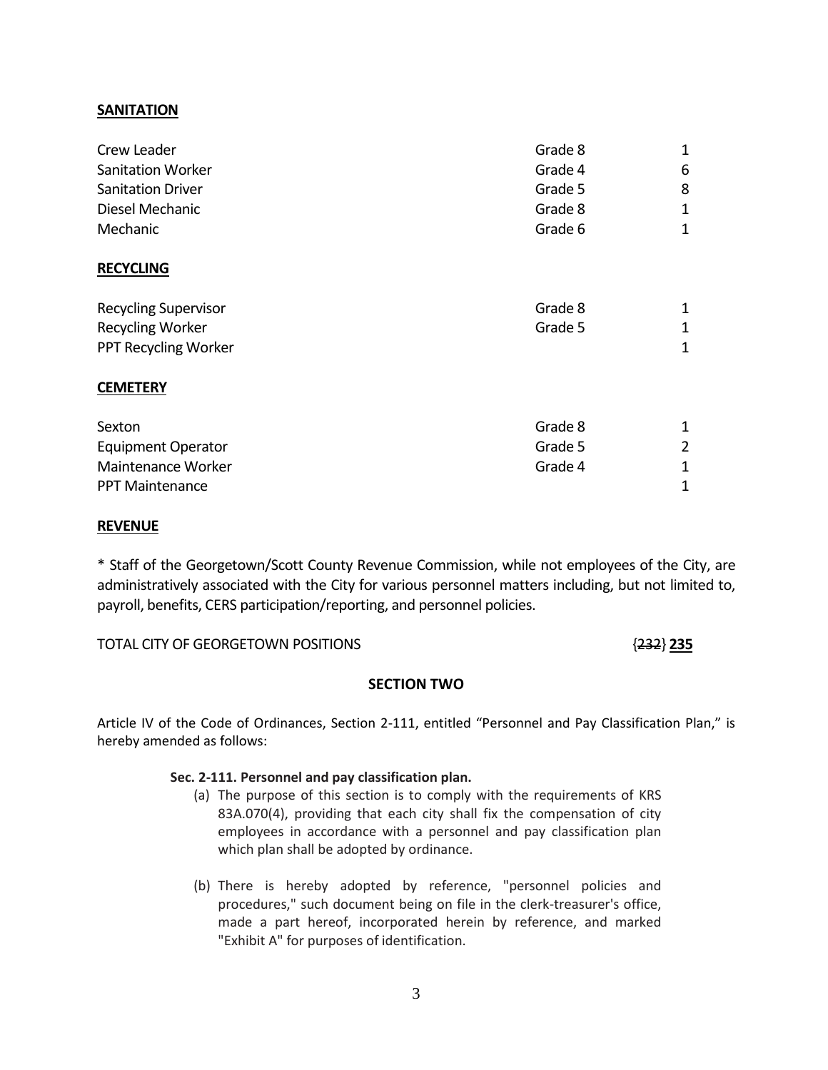**SANITATION**

| | | |
|---|---|---|
| Crew Leader | Grade 8 | 1 |
| Sanitation Worker | Grade 4 | 6 |
| Sanitation Driver | Grade 5 | 8 |
| Diesel Mechanic | Grade 8 | 1 |
| Mechanic | Grade 6 | 1 |

**RECYCLING**

| | | |
|---|---|---|
| Recycling Supervisor | Grade 8 | 1 |
| Recycling Worker | Grade 5 | 1 |
| PPT Recycling Worker | | 1 |

**CEMETERY**

| | | |
|---|---|---|
| Sexton | Grade 8 | 1 |
| Equipment Operator | Grade 5 | 2 |
| Maintenance Worker | Grade 4 | 1 |
| PPT Maintenance | | 1 |

**REVENUE**

* Staff of the Georgetown/Scott County Revenue Commission, while not employees of the City, are administratively associated with the City for various personnel matters including, but not limited to, payroll, benefits, CERS participation/reporting, and personnel policies.

TOTAL CITY OF GEORGETOWN POSITIONS {~~232~~} **235**

**SECTION TWO**

Article IV of the Code of Ordinances, Section 2-111, entitled "Personnel and Pay Classification Plan," is hereby amended as follows:

**Sec. 2-111. Personnel and pay classification plan.**

(a) The purpose of this section is to comply with the requirements of KRS 83A.070(4), providing that each city shall fix the compensation of city employees in accordance with a personnel and pay classification plan which plan shall be adopted by ordinance.

(b) There is hereby adopted by reference, "personnel policies and procedures," such document being on file in the clerk-treasurer's office, made a part hereof, incorporated herein by reference, and marked "Exhibit A" for purposes of identification.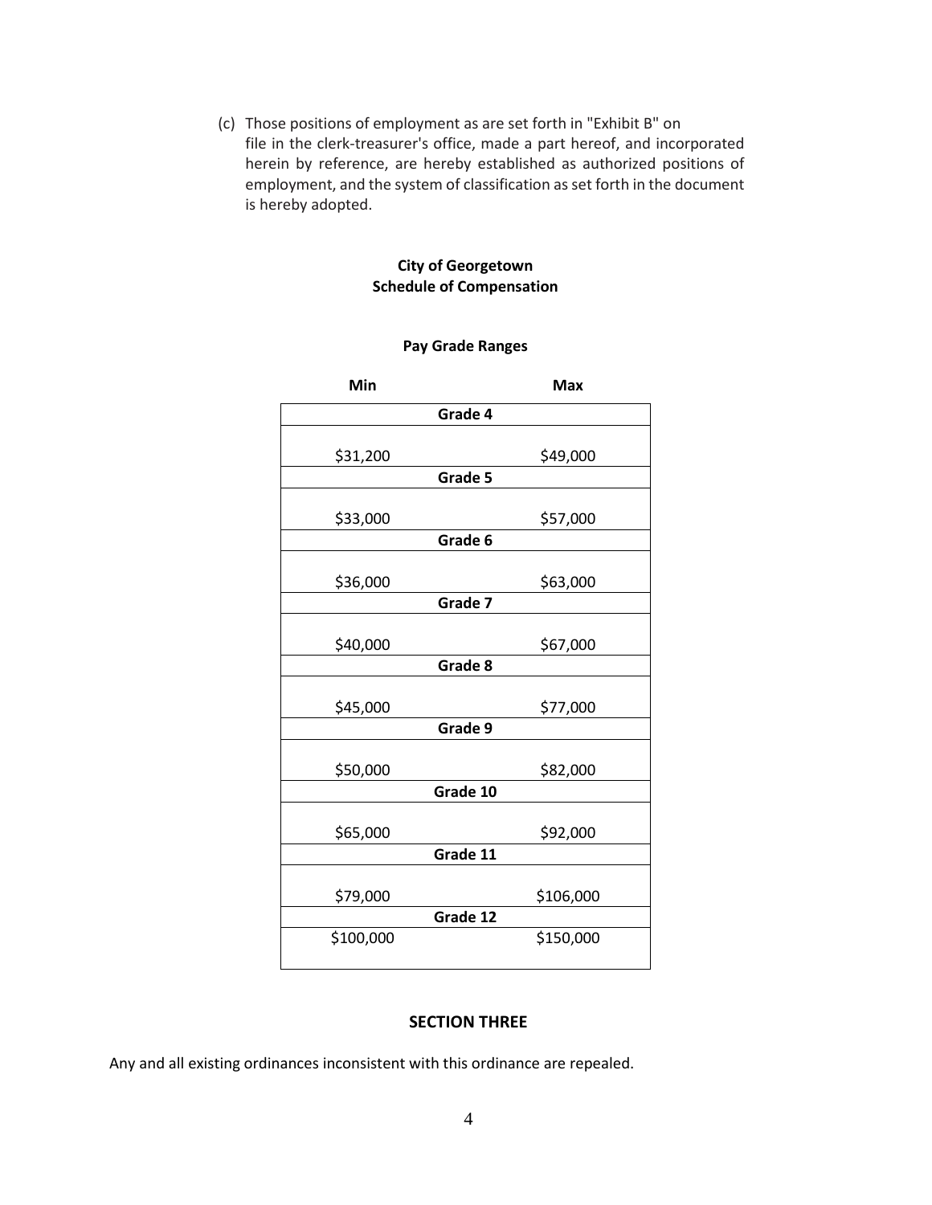(c) Those positions of employment as are set forth in "Exhibit B" on file in the clerk-treasurer's office, made a part hereof, and incorporated herein by reference, are hereby established as authorized positions of employment, and the system of classification as set forth in the document is hereby adopted.

**City of Georgetown**
**Schedule of Compensation**

**Pay Grade Ranges**

| Grade | Min | Max |
|---|---|---|
| Grade 4 | $31,200 | $49,000 |
| Grade 5 | $33,000 | $57,000 |
| Grade 6 | $36,000 | $63,000 |
| Grade 7 | $40,000 | $67,000 |
| Grade 8 | $45,000 | $77,000 |
| Grade 9 | $50,000 | $82,000 |
| Grade 10 | $65,000 | $92,000 |
| Grade 11 | $79,000 | $106,000 |
| Grade 12 | $100,000 | $150,000 |

## SECTION THREE

Any and all existing ordinances inconsistent with this ordinance are repealed.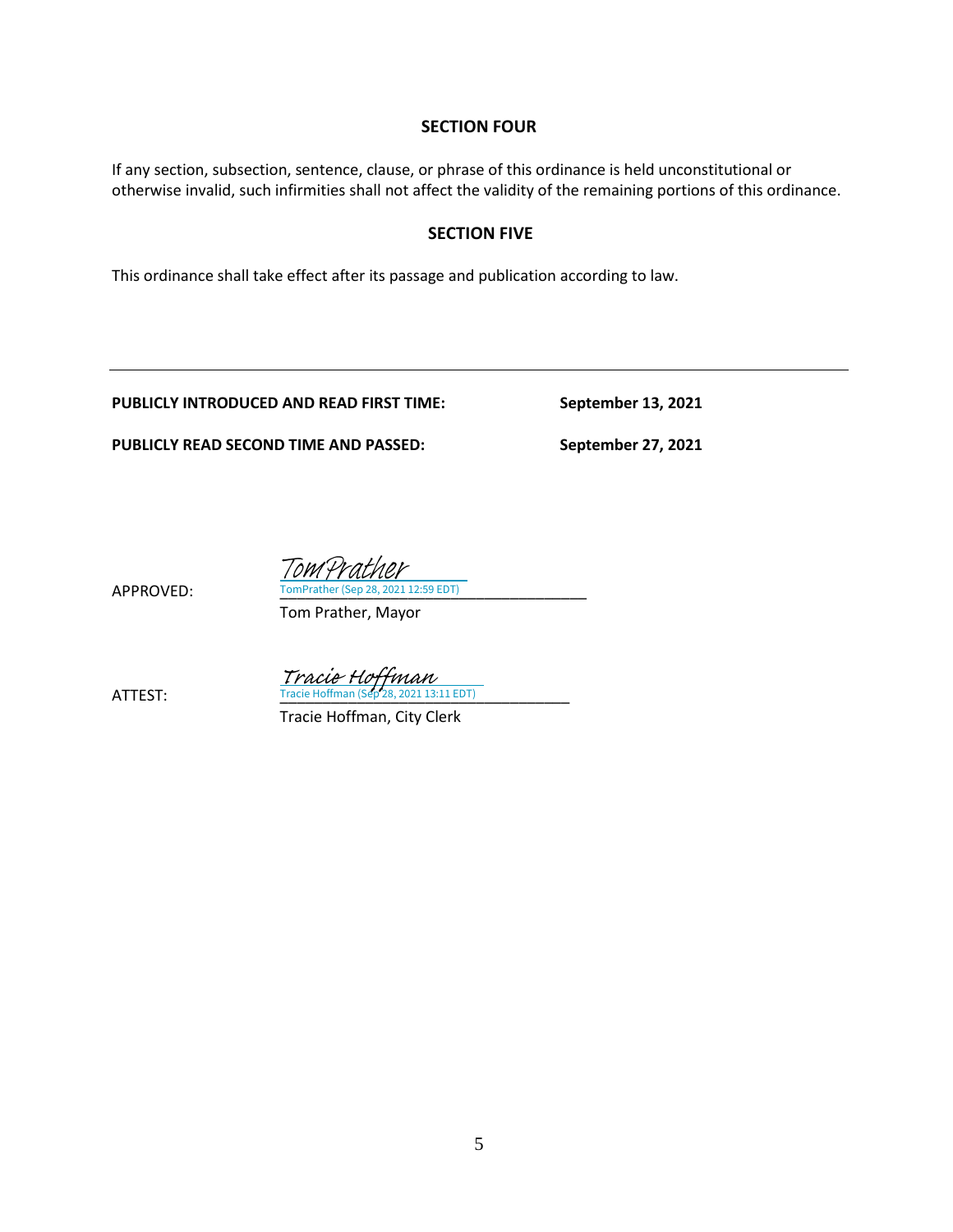## SECTION FOUR

If any section, subsection, sentence, clause, or phrase of this ordinance is held unconstitutional or otherwise invalid, such infirmities shall not affect the validity of the remaining portions of this ordinance.

## SECTION FIVE

This ordinance shall take effect after its passage and publication according to law.

---

**PUBLICLY INTRODUCED AND READ FIRST TIME:** **September 13, 2021**

**PUBLICLY READ SECOND TIME AND PASSED:** **September 27, 2021**

APPROVED:

TomPrather
TomPrather (Sep 28, 2021 12:59 EDT)
_______________________________
Tom Prather, Mayor

ATTEST:

Tracie Hoffman
Tracie Hoffman (Sep 28, 2021 13:11 EDT)
_______________________________
Tracie Hoffman, City Clerk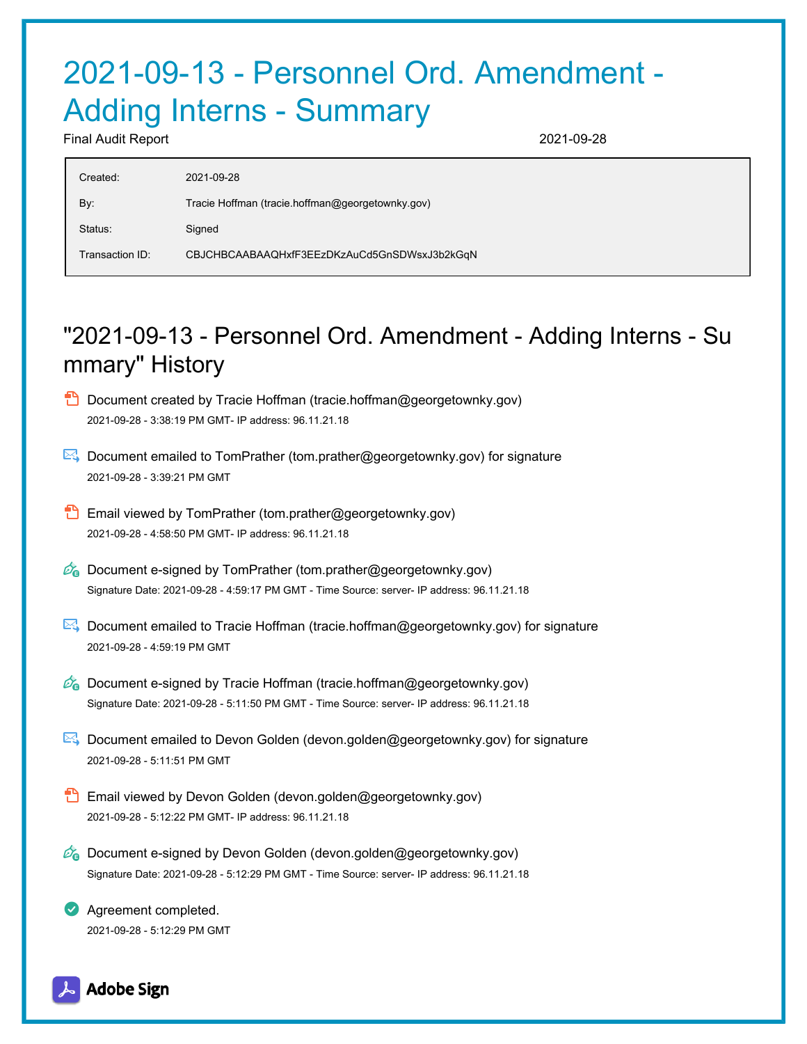# 2021-09-13 - Personnel Ord. Amendment - Adding Interns - Summary

Final Audit Report 2021-09-28

| | |
|---|---|
| Created: | 2021-09-28 |
| By: | Tracie Hoffman (tracie.hoffman@georgetownky.gov) |
| Status: | Signed |
| Transaction ID: | CBJCHBCAABAAQHxfF3EEzDKzAuCd5GnSDWsxJ3b2kGqN |

## "2021-09-13 - Personnel Ord. Amendment - Adding Interns - Summary" History

- Document created by Tracie Hoffman (tracie.hoffman@georgetownky.gov)
  2021-09-28 - 3:38:19 PM GMT- IP address: 96.11.21.18

- Document emailed to TomPrather (tom.prather@georgetownky.gov) for signature
  2021-09-28 - 3:39:21 PM GMT

- Email viewed by TomPrather (tom.prather@georgetownky.gov)
  2021-09-28 - 4:58:50 PM GMT- IP address: 96.11.21.18

- Document e-signed by TomPrather (tom.prather@georgetownky.gov)
  Signature Date: 2021-09-28 - 4:59:17 PM GMT - Time Source: server- IP address: 96.11.21.18

- Document emailed to Tracie Hoffman (tracie.hoffman@georgetownky.gov) for signature
  2021-09-28 - 4:59:19 PM GMT

- Document e-signed by Tracie Hoffman (tracie.hoffman@georgetownky.gov)
  Signature Date: 2021-09-28 - 5:11:50 PM GMT - Time Source: server- IP address: 96.11.21.18

- Document emailed to Devon Golden (devon.golden@georgetownky.gov) for signature
  2021-09-28 - 5:11:51 PM GMT

- Email viewed by Devon Golden (devon.golden@georgetownky.gov)
  2021-09-28 - 5:12:22 PM GMT- IP address: 96.11.21.18

- Document e-signed by Devon Golden (devon.golden@georgetownky.gov)
  Signature Date: 2021-09-28 - 5:12:29 PM GMT - Time Source: server- IP address: 96.11.21.18

- Agreement completed.
  2021-09-28 - 5:12:29 PM GMT

Adobe Sign